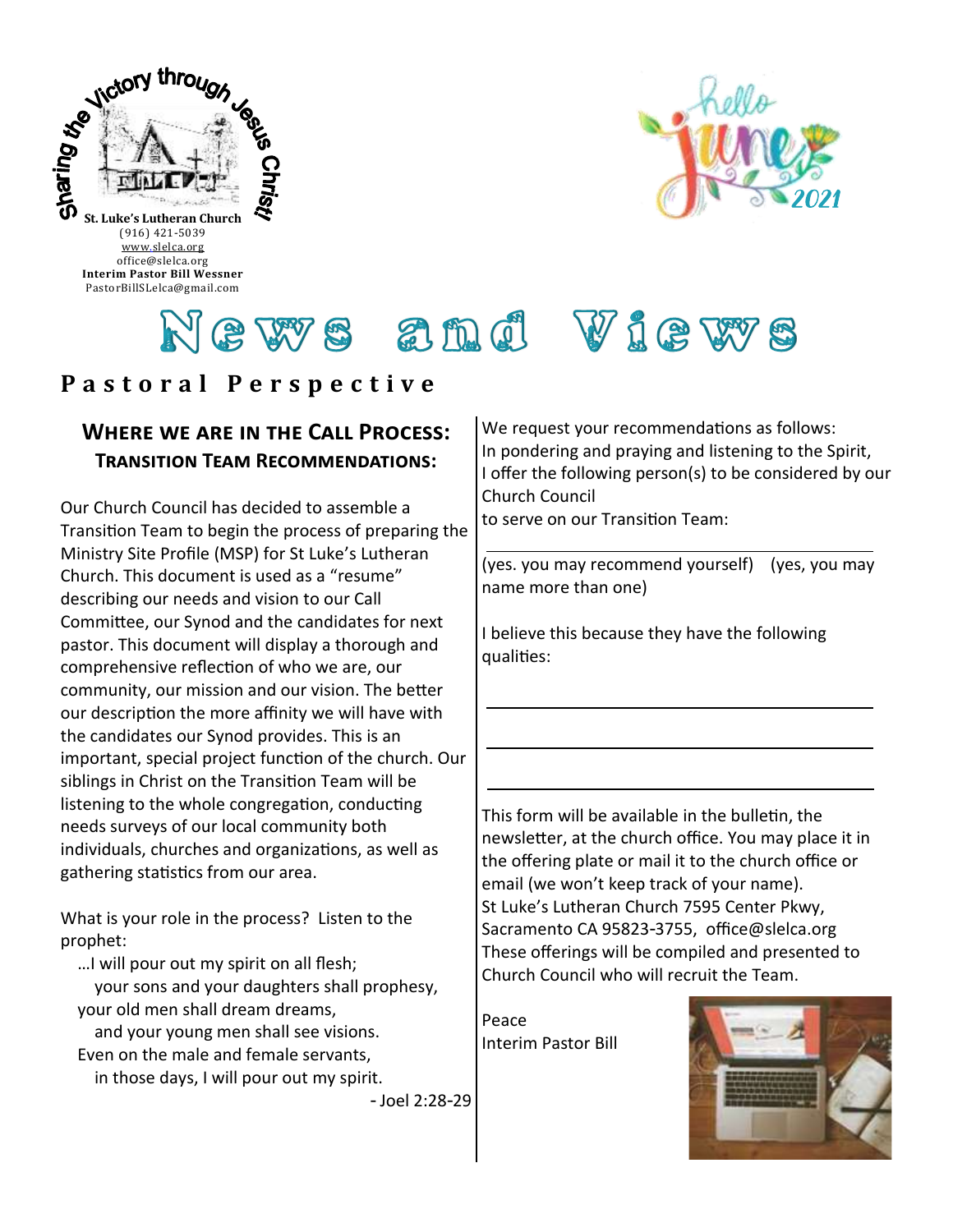Sharing the Victory through Jesus Christ!

**St. Luke's Lutheran Church**
(916) 421-5039
www.slelca.org
office@slelca.org
**Interim Pastor Bill Wessner**
PastorBillSLelca@gmail.com

hello june 2021

# News and Views

## Pastoral Perspective

### Where we are in the Call Process: Transition Team Recommendations:

Our Church Council has decided to assemble a Transition Team to begin the process of preparing the Ministry Site Profile (MSP) for St Luke's Lutheran Church. This document is used as a "resume" describing our needs and vision to our Call Committee, our Synod and the candidates for next pastor. This document will display a thorough and comprehensive reflection of who we are, our community, our mission and our vision. The better our description the more affinity we will have with the candidates our Synod provides. This is an important, special project function of the church. Our siblings in Christ on the Transition Team will be listening to the whole congregation, conducting needs surveys of our local community both individuals, churches and organizations, as well as gathering statistics from our area.

What is your role in the process? Listen to the prophet:

…I will pour out my spirit on all flesh;
your sons and your daughters shall prophesy,
your old men shall dream dreams,
and your young men shall see visions.
Even on the male and female servants,
in those days, I will pour out my spirit.

- Joel 2:28-29

We request your recommendations as follows:
In pondering and praying and listening to the Spirit, I offer the following person(s) to be considered by our Church Council
to serve on our Transition Team:

______________________________________________

(yes. you may recommend yourself) (yes, you may name more than one)

I believe this because they have the following qualities:

______________________________________________

______________________________________________

______________________________________________

This form will be available in the bulletin, the newsletter, at the church office. You may place it in the offering plate or mail it to the church office or email (we won't keep track of your name).
St Luke's Lutheran Church 7595 Center Pkwy, Sacramento CA 95823-3755, office@slelca.org
These offerings will be compiled and presented to Church Council who will recruit the Team.

Peace
Interim Pastor Bill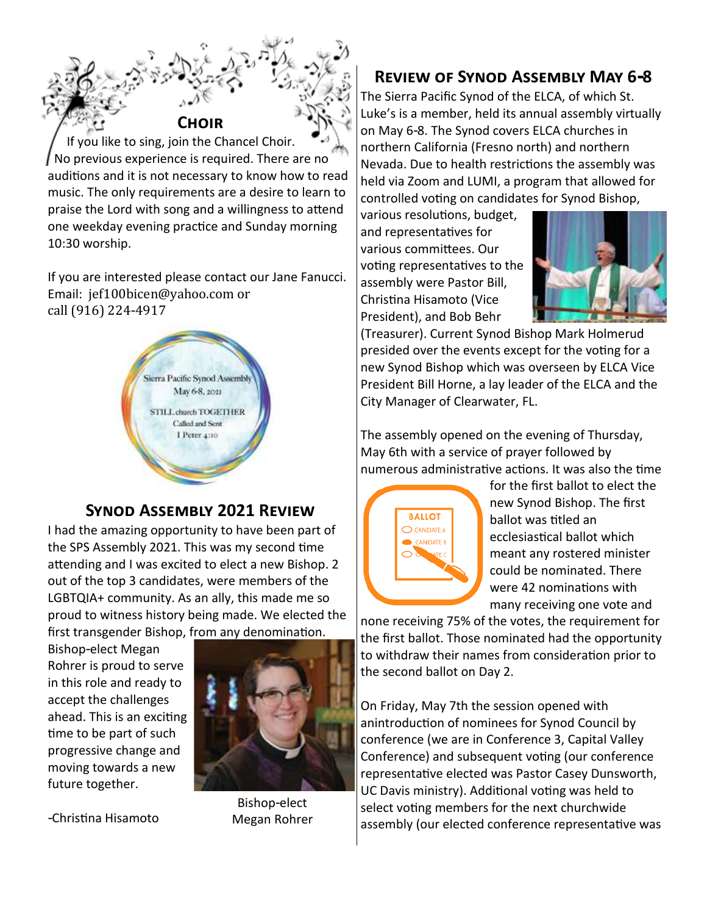## Choir

If you like to sing, join the Chancel Choir. No previous experience is required. There are no auditions and it is not necessary to know how to read music. The only requirements are a desire to learn to praise the Lord with song and a willingness to attend one weekday evening practice and Sunday morning 10:30 worship.

If you are interested please contact our Jane Fanucci. Email: jef100bicen@yahoo.com or call (916) 224-4917

Sierra Pacific Synod Assembly
May 6-8, 2021

STILL church TOGETHER
Called and Sent
I Peter 4:10

## Synod Assembly 2021 Review

I had the amazing opportunity to have been part of the SPS Assembly 2021. This was my second time attending and I was excited to elect a new Bishop. 2 out of the top 3 candidates, were members of the LGBTQIA+ community. As an ally, this made me so proud to witness history being made. We elected the first transgender Bishop, from any denomination. Bishop-elect Megan Rohrer is proud to serve in this role and ready to accept the challenges ahead. This is an exciting time to be part of such progressive change and moving towards a new future together.

-Christina Hisamoto

Bishop-elect Megan Rohrer

## Review of Synod Assembly May 6-8

The Sierra Pacific Synod of the ELCA, of which St. Luke's is a member, held its annual assembly virtually on May 6-8. The Synod covers ELCA churches in northern California (Fresno north) and northern Nevada. Due to health restrictions the assembly was held via Zoom and LUMI, a program that allowed for controlled voting on candidates for Synod Bishop, various resolutions, budget, and representatives for various committees. Our voting representatives to the assembly were Pastor Bill, Christina Hisamoto (Vice President), and Bob Behr (Treasurer). Current Synod Bishop Mark Holmerud presided over the events except for the voting for a new Synod Bishop which was overseen by ELCA Vice President Bill Horne, a lay leader of the ELCA and the City Manager of Clearwater, FL.

The assembly opened on the evening of Thursday, May 6th with a service of prayer followed by numerous administrative actions. It was also the time for the first ballot to elect the new Synod Bishop. The first ballot was titled an ecclesiastical ballot which meant any rostered minister could be nominated. There were 42 nominations with many receiving one vote and none receiving 75% of the votes, the requirement for the first ballot. Those nominated had the opportunity to withdraw their names from consideration prior to the second ballot on Day 2.

On Friday, May 7th the session opened with anintroduction of nominees for Synod Council by conference (we are in Conference 3, Capital Valley Conference) and subsequent voting (our conference representative elected was Pastor Casey Dunsworth, UC Davis ministry). Additional voting was held to select voting members for the next churchwide assembly (our elected conference representative was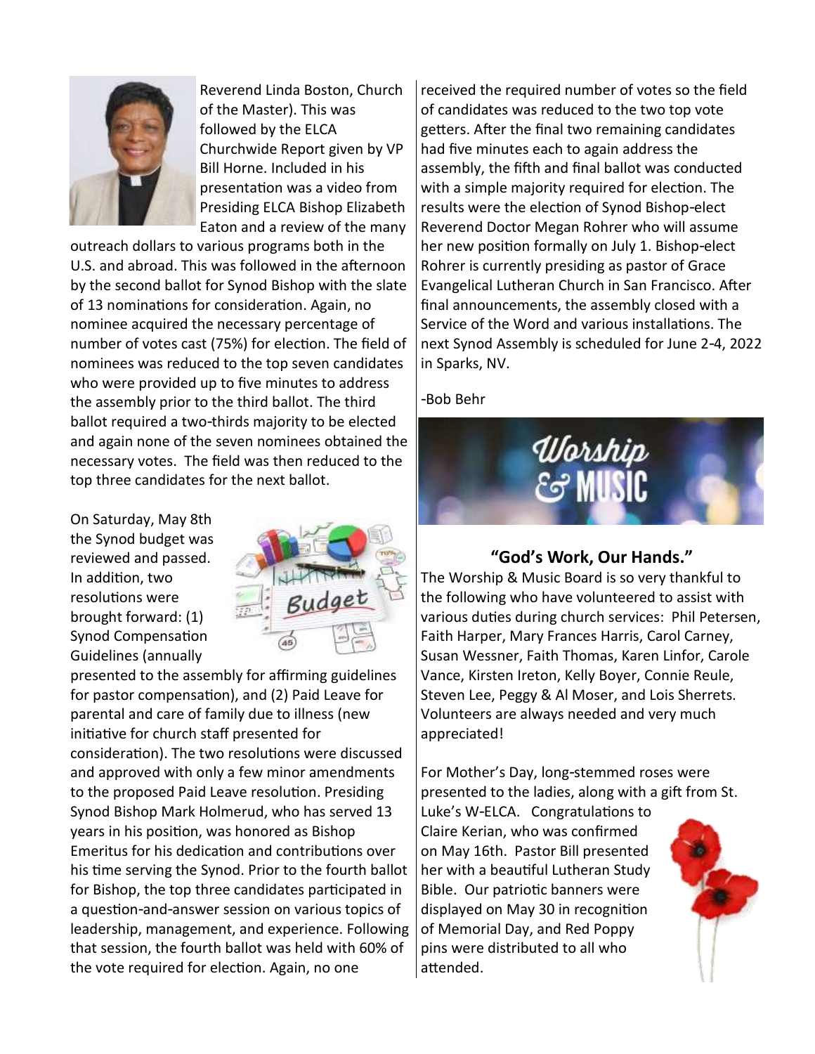Reverend Linda Boston, Church of the Master). This was followed by the ELCA Churchwide Report given by VP Bill Horne. Included in his presentation was a video from Presiding ELCA Bishop Elizabeth Eaton and a review of the many outreach dollars to various programs both in the U.S. and abroad. This was followed in the afternoon by the second ballot for Synod Bishop with the slate of 13 nominations for consideration. Again, no nominee acquired the necessary percentage of number of votes cast (75%) for election. The field of nominees was reduced to the top seven candidates who were provided up to five minutes to address the assembly prior to the third ballot. The third ballot required a two-thirds majority to be elected and again none of the seven nominees obtained the necessary votes. The field was then reduced to the top three candidates for the next ballot.

On Saturday, May 8th the Synod budget was reviewed and passed. In addition, two resolutions were brought forward: (1) Synod Compensation Guidelines (annually presented to the assembly for affirming guidelines for pastor compensation), and (2) Paid Leave for parental and care of family due to illness (new initiative for church staff presented for consideration). The two resolutions were discussed and approved with only a few minor amendments to the proposed Paid Leave resolution. Presiding Synod Bishop Mark Holmerud, who has served 13 years in his position, was honored as Bishop Emeritus for his dedication and contributions over his time serving the Synod. Prior to the fourth ballot for Bishop, the top three candidates participated in a question-and-answer session on various topics of leadership, management, and experience. Following that session, the fourth ballot was held with 60% of the vote required for election. Again, no one received the required number of votes so the field of candidates was reduced to the two top vote getters. After the final two remaining candidates had five minutes each to again address the assembly, the fifth and final ballot was conducted with a simple majority required for election. The results were the election of Synod Bishop-elect Reverend Doctor Megan Rohrer who will assume her new position formally on July 1. Bishop-elect Rohrer is currently presiding as pastor of Grace Evangelical Lutheran Church in San Francisco. After final announcements, the assembly closed with a Service of the Word and various installations. The next Synod Assembly is scheduled for June 2-4, 2022 in Sparks, NV.

-Bob Behr

# Worship & Music

## "God's Work, Our Hands."

The Worship & Music Board is so very thankful to the following who have volunteered to assist with various duties during church services: Phil Petersen, Faith Harper, Mary Frances Harris, Carol Carney, Susan Wessner, Faith Thomas, Karen Linfor, Carole Vance, Kirsten Ireton, Kelly Boyer, Connie Reule, Steven Lee, Peggy & Al Moser, and Lois Sherrets. Volunteers are always needed and very much appreciated!

For Mother's Day, long-stemmed roses were presented to the ladies, along with a gift from St. Luke's W-ELCA. Congratulations to Claire Kerian, who was confirmed on May 16th. Pastor Bill presented her with a beautiful Lutheran Study Bible. Our patriotic banners were displayed on May 30 in recognition of Memorial Day, and Red Poppy pins were distributed to all who attended.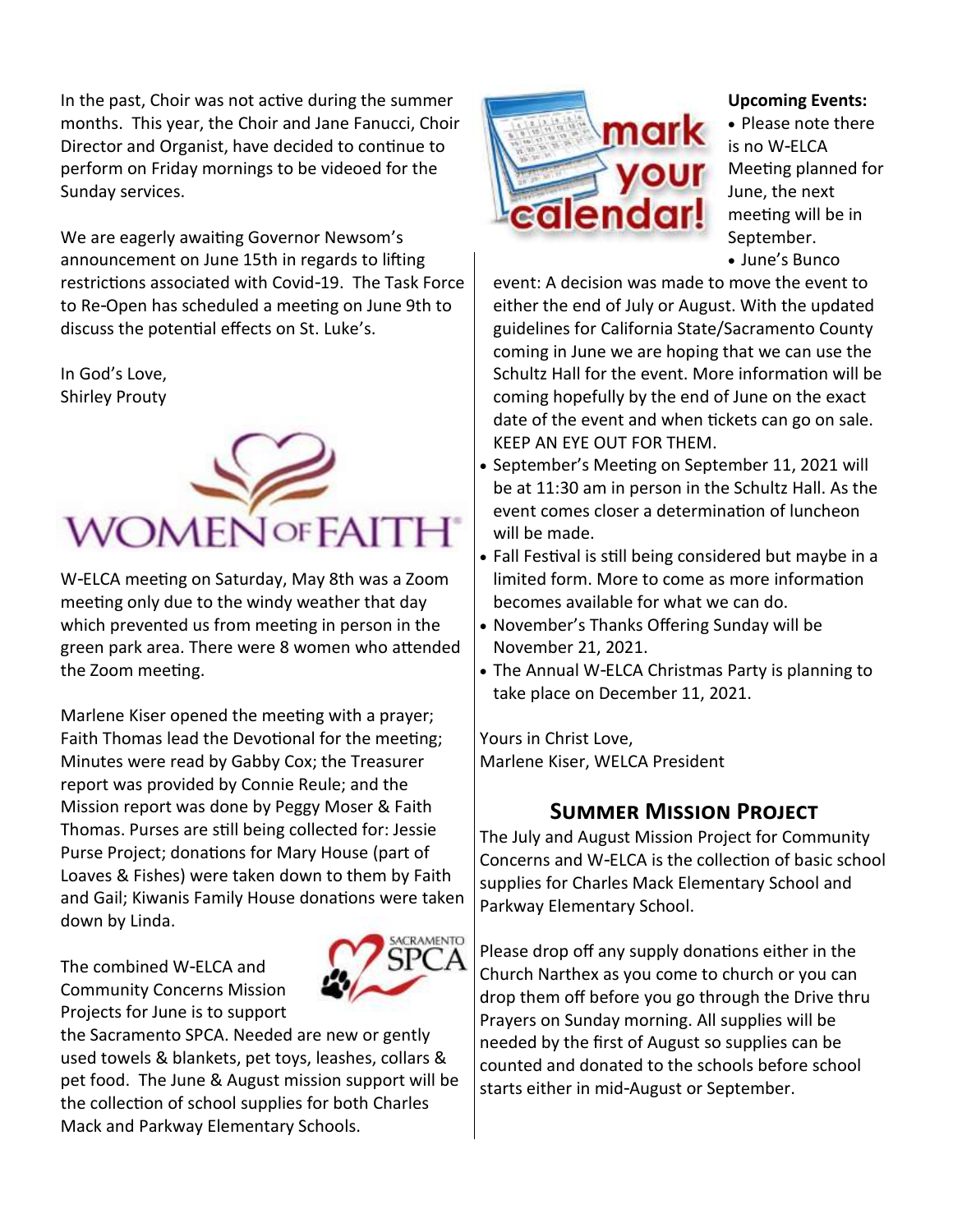In the past, Choir was not active during the summer months. This year, the Choir and Jane Fanucci, Choir Director and Organist, have decided to continue to perform on Friday mornings to be videoed for the Sunday services.

We are eagerly awaiting Governor Newsom's announcement on June 15th in regards to lifting restrictions associated with Covid-19. The Task Force to Re-Open has scheduled a meeting on June 9th to discuss the potential effects on St. Luke's.

In God's Love,
Shirley Prouty

W-ELCA meeting on Saturday, May 8th was a Zoom meeting only due to the windy weather that day which prevented us from meeting in person in the green park area. There were 8 women who attended the Zoom meeting.

Marlene Kiser opened the meeting with a prayer; Faith Thomas lead the Devotional for the meeting; Minutes were read by Gabby Cox; the Treasurer report was provided by Connie Reule; and the Mission report was done by Peggy Moser & Faith Thomas. Purses are still being collected for: Jessie Purse Project; donations for Mary House (part of Loaves & Fishes) were taken down to them by Faith and Gail; Kiwanis Family House donations were taken down by Linda.

The combined W-ELCA and Community Concerns Mission Projects for June is to support the Sacramento SPCA. Needed are new or gently used towels & blankets, pet toys, leashes, collars & pet food. The June & August mission support will be the collection of school supplies for both Charles Mack and Parkway Elementary Schools.

**Upcoming Events:**

- Please note there is no W-ELCA Meeting planned for June, the next meeting will be in September.
- June's Bunco event: A decision was made to move the event to either the end of July or August. With the updated guidelines for California State/Sacramento County coming in June we are hoping that we can use the Schultz Hall for the event. More information will be coming hopefully by the end of June on the exact date of the event and when tickets can go on sale. KEEP AN EYE OUT FOR THEM.
- September's Meeting on September 11, 2021 will be at 11:30 am in person in the Schultz Hall. As the event comes closer a determination of luncheon will be made.
- Fall Festival is still being considered but maybe in a limited form. More to come as more information becomes available for what we can do.
- November's Thanks Offering Sunday will be November 21, 2021.
- The Annual W-ELCA Christmas Party is planning to take place on December 11, 2021.

Yours in Christ Love,
Marlene Kiser, WELCA President

## Summer Mission Project

The July and August Mission Project for Community Concerns and W-ELCA is the collection of basic school supplies for Charles Mack Elementary School and Parkway Elementary School.

Please drop off any supply donations either in the Church Narthex as you come to church or you can drop them off before you go through the Drive thru Prayers on Sunday morning. All supplies will be needed by the first of August so supplies can be counted and donated to the schools before school starts either in mid-August or September.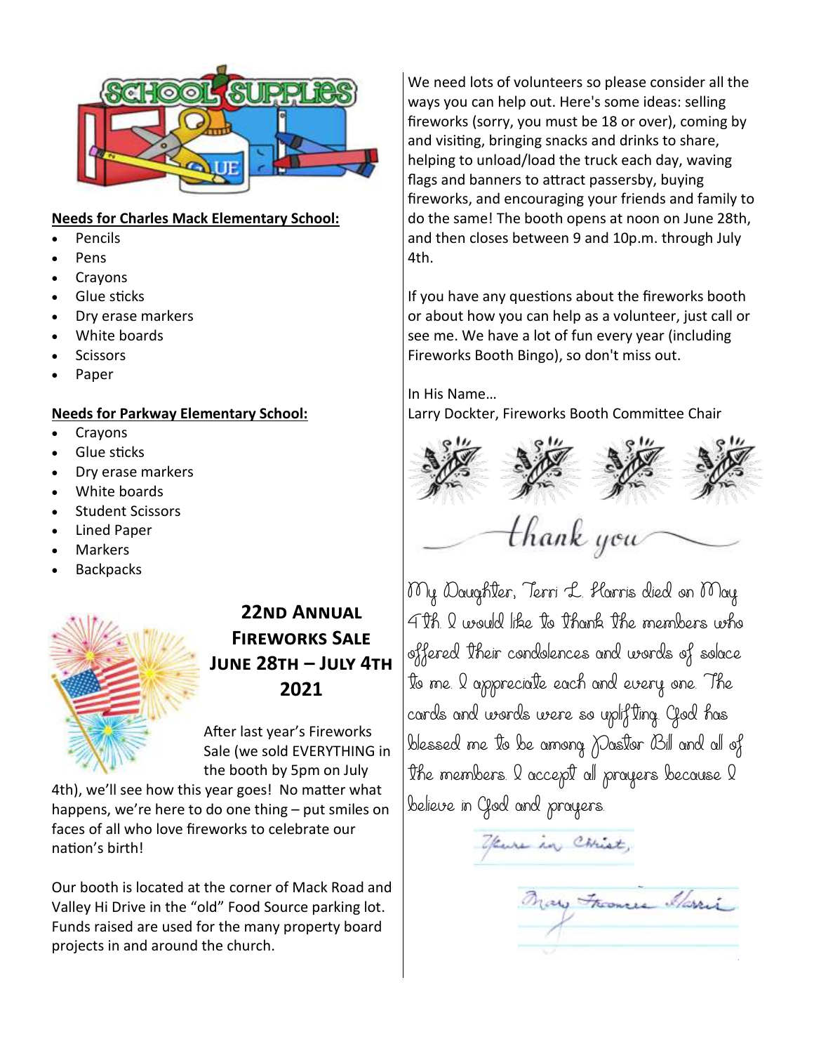**Needs for Charles Mack Elementary School:**

- Pencils
- Pens
- Crayons
- Glue sticks
- Dry erase markers
- White boards
- Scissors
- Paper

**Needs for Parkway Elementary School:**

- Crayons
- Glue sticks
- Dry erase markers
- White boards
- Student Scissors
- Lined Paper
- Markers
- Backpacks

## 22nd Annual Fireworks Sale June 28th – July 4th 2021

After last year's Fireworks Sale (we sold EVERYTHING in the booth by 5pm on July 4th), we'll see how this year goes! No matter what happens, we're here to do one thing – put smiles on faces of all who love fireworks to celebrate our nation's birth!

Our booth is located at the corner of Mack Road and Valley Hi Drive in the "old" Food Source parking lot. Funds raised are used for the many property board projects in and around the church.

We need lots of volunteers so please consider all the ways you can help out. Here's some ideas: selling fireworks (sorry, you must be 18 or over), coming by and visiting, bringing snacks and drinks to share, helping to unload/load the truck each day, waving flags and banners to attract passersby, buying fireworks, and encouraging your friends and family to do the same! The booth opens at noon on June 28th, and then closes between 9 and 10p.m. through July 4th.

If you have any questions about the fireworks booth or about how you can help as a volunteer, just call or see me. We have a lot of fun every year (including Fireworks Booth Bingo), so don't miss out.

In His Name…
Larry Dockter, Fireworks Booth Committee Chair

## thank you

My Daughter, Terri L. Harris died on May 4th. I would like to thank the members who offered their condolences and words of solace to me. I appreciate each and every one. The cards and words were so uplifting. God has blessed me to be among Pastor Bill and all of the members. I accept all prayers because I believe in God and prayers.

Yours in Christ,

Mary Frances Harris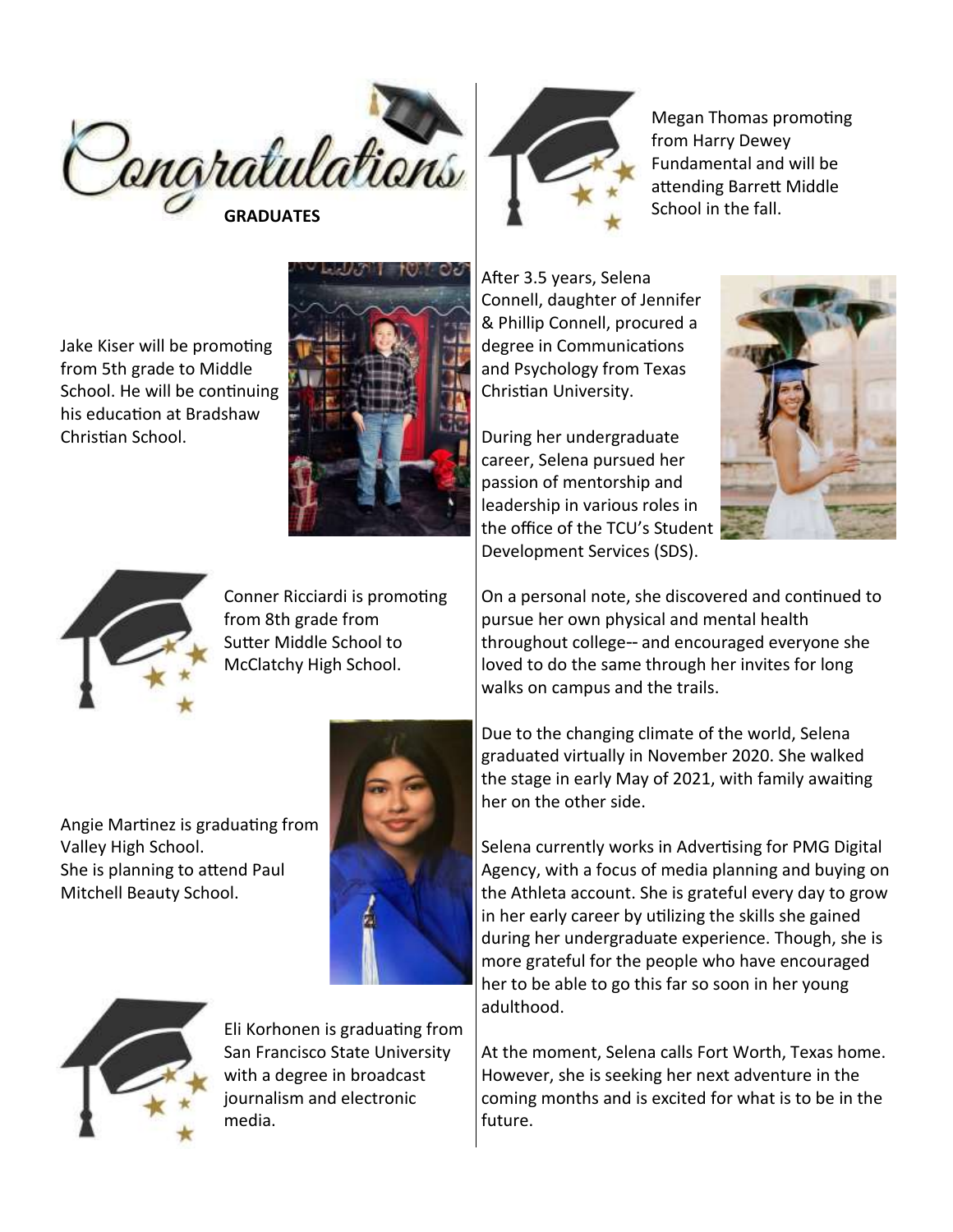# Congratulations GRADUATES

Jake Kiser will be promoting from 5th grade to Middle School. He will be continuing his education at Bradshaw Christian School.

Conner Ricciardi is promoting from 8th grade from Sutter Middle School to McClatchy High School.

Angie Martinez is graduating from Valley High School.
She is planning to attend Paul Mitchell Beauty School.

Eli Korhonen is graduating from San Francisco State University with a degree in broadcast journalism and electronic media.

Megan Thomas promoting from Harry Dewey Fundamental and will be attending Barrett Middle School in the fall.

After 3.5 years, Selena Connell, daughter of Jennifer & Phillip Connell, procured a degree in Communications and Psychology from Texas Christian University.

During her undergraduate career, Selena pursued her passion of mentorship and leadership in various roles in the office of the TCU's Student Development Services (SDS).

On a personal note, she discovered and continued to pursue her own physical and mental health throughout college-- and encouraged everyone she loved to do the same through her invites for long walks on campus and the trails.

Due to the changing climate of the world, Selena graduated virtually in November 2020. She walked the stage in early May of 2021, with family awaiting her on the other side.

Selena currently works in Advertising for PMG Digital Agency, with a focus of media planning and buying on the Athleta account. She is grateful every day to grow in her early career by utilizing the skills she gained during her undergraduate experience. Though, she is more grateful for the people who have encouraged her to be able to go this far so soon in her young adulthood.

At the moment, Selena calls Fort Worth, Texas home. However, she is seeking her next adventure in the coming months and is excited for what is to be in the future.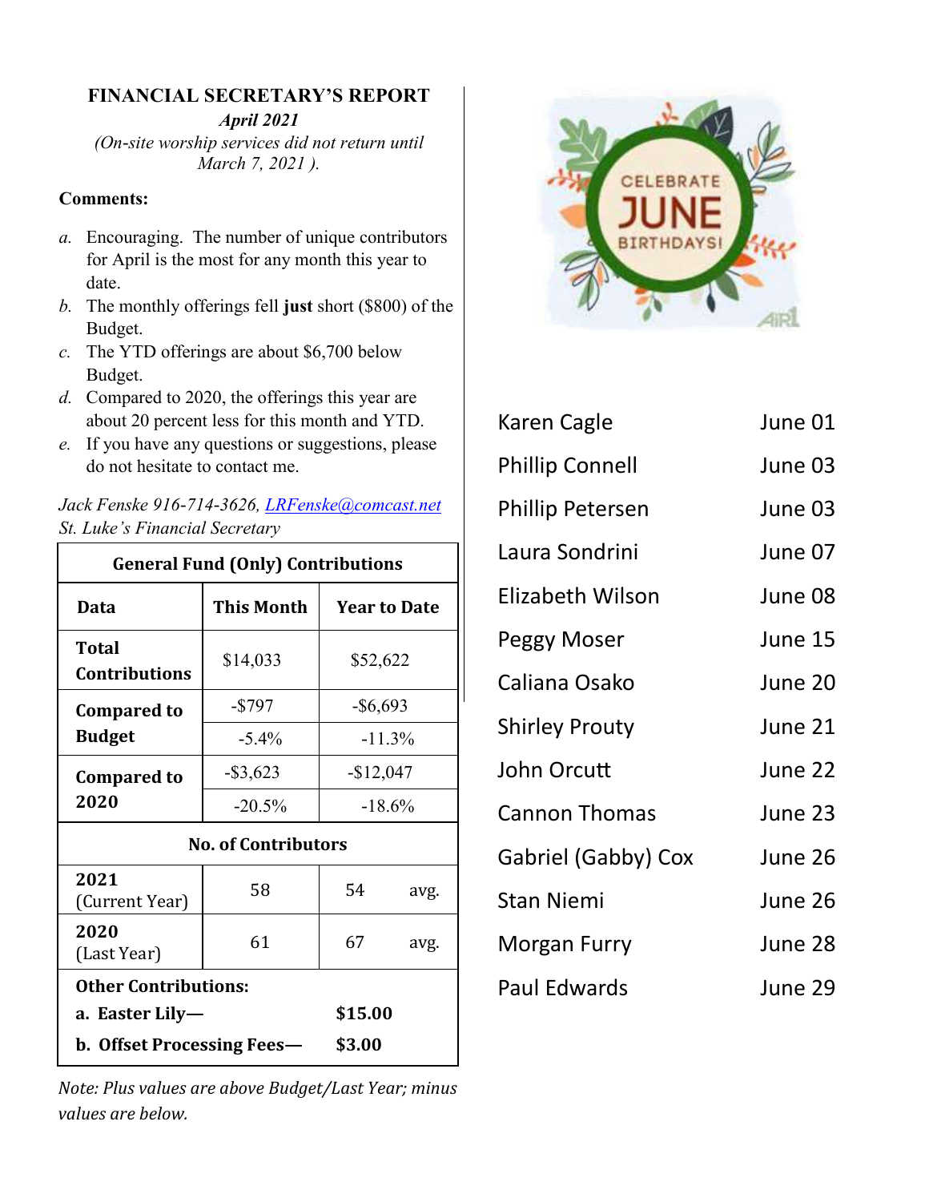## FINANCIAL SECRETARY'S REPORT

***April 2021***

*(On-site worship services did not return until March 7, 2021 ).*

**Comments:**

*a.* Encouraging. The number of unique contributors for April is the most for any month this year to date.

*b.* The monthly offerings fell **just** short ($800) of the Budget.

*c.* The YTD offerings are about $6,700 below Budget.

*d.* Compared to 2020, the offerings this year are about 20 percent less for this month and YTD.

*e.* If you have any questions or suggestions, please do not hesitate to contact me.

*Jack Fenske 916-714-3626, LRFenske@comcast.net*
*St. Luke's Financial Secretary*

| General Fund (Only) Contributions | | |
|---|---|---|
| **Data** | **This Month** | **Year to Date** |
| **Total Contributions** | $14,033 | $52,622 |
| **Compared to Budget** | -$797 | -$6,693 |
| | -5.4% | -11.3% |
| **Compared to 2020** | -$3,623 | -$12,047 |
| | -20.5% | -18.6% |
| **No. of Contributors** | | |
| **2021** (Current Year) | 58 | 54 avg. |
| **2020** (Last Year) | 61 | 67 avg. |
| **Other Contributions:** | | |
| **a. Easter Lily—** | **$15.00** | |
| **b. Offset Processing Fees—** | **$3.00** | |

*Note: Plus values are above Budget/Last Year; minus values are below.*

## CELEBRATE JUNE BIRTHDAYS!

| | |
|---|---|
| Karen Cagle | June 01 |
| Phillip Connell | June 03 |
| Phillip Petersen | June 03 |
| Laura Sondrini | June 07 |
| Elizabeth Wilson | June 08 |
| Peggy Moser | June 15 |
| Caliana Osako | June 20 |
| Shirley Prouty | June 21 |
| John Orcutt | June 22 |
| Cannon Thomas | June 23 |
| Gabriel (Gabby) Cox | June 26 |
| Stan Niemi | June 26 |
| Morgan Furry | June 28 |
| Paul Edwards | June 29 |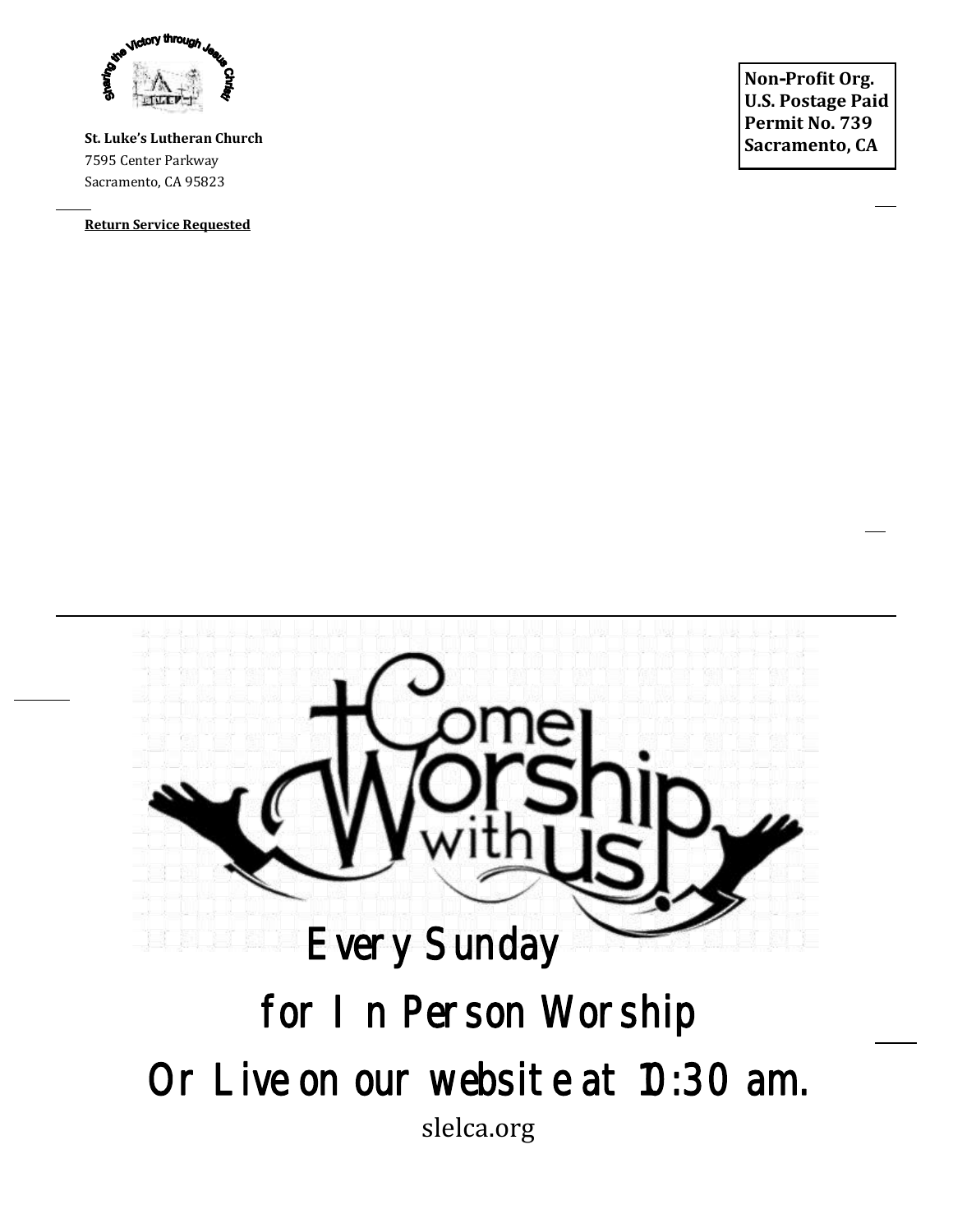Sharing the Victory through Jesus Christ!

**St. Luke's Lutheran Church**
7595 Center Parkway
Sacramento, CA 95823

**Return Service Requested**

**Non-Profit Org.**
**U.S. Postage Paid**
**Permit No. 739**
**Sacramento, CA**

Come Worship with us!

Every Sunday

for In Person Worship

Or Live on our website at 10:30 am.

slelca.org